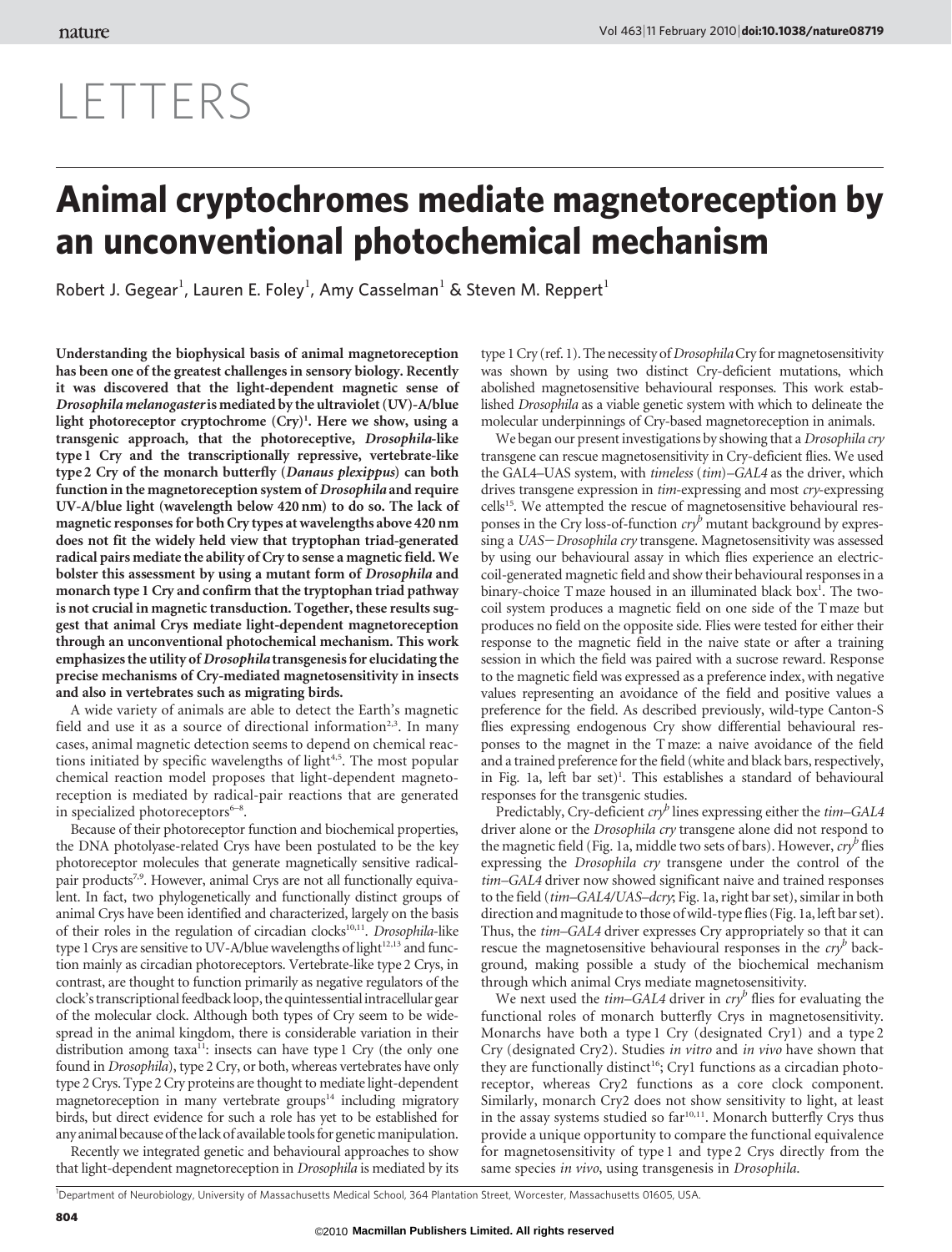# LETTERS

# Animal cryptochromes mediate magnetoreception by an unconventional photochemical mechanism

Robert J. Gegear[1], Lauren E. Foley[1], Amy Casselman[1] & Steven M. Reppert[1]

**Understanding the biophysical basis of animal magnetoreception has been one of the greatest challenges in sensory biology. Recently it was discovered that the light-dependent magnetic sense of *Drosophila melanogaster* is mediated by the ultraviolet (UV)-A/blue light photoreceptor cryptochrome (Cry)[1]. Here we show, using a transgenic approach, that the photoreceptive, *Drosophila*-like type 1 Cry and the transcriptionally repressive, vertebrate-like type 2 Cry of the monarch butterfly (*Danaus plexippus*) can both function in the magnetoreception system of *Drosophila* and require UV-A/blue light (wavelength below 420 nm) to do so. The lack of magnetic responses for both Cry types at wavelengths above 420 nm does not fit the widely held view that tryptophan triad-generated radical pairs mediate the ability of Cry to sense a magnetic field. We bolster this assessment by using a mutant form of *Drosophila* and monarch type 1 Cry and confirm that the tryptophan triad pathway is not crucial in magnetic transduction. Together, these results suggest that animal Crys mediate light-dependent magnetoreception through an unconventional photochemical mechanism. This work emphasizes the utility of *Drosophila* transgenesis for elucidating the precise mechanisms of Cry-mediated magnetosensitivity in insects and also in vertebrates such as migrating birds.**

A wide variety of animals are able to detect the Earth's magnetic field and use it as a source of directional information[2,3]. In many cases, animal magnetic detection seems to depend on chemical reactions initiated by specific wavelengths of light[4,5]. The most popular chemical reaction model proposes that light-dependent magnetoreception is mediated by radical-pair reactions that are generated in specialized photoreceptors[6–8].

Because of their photoreceptor function and biochemical properties, the DNA photolyase-related Crys have been postulated to be the key photoreceptor molecules that generate magnetically sensitive radical-pair products[7,9]. However, animal Crys are not all functionally equivalent. In fact, two phylogenetically and functionally distinct groups of animal Crys have been identified and characterized, largely on the basis of their roles in the regulation of circadian clocks[10,11]. *Drosophila*-like type 1 Crys are sensitive to UV-A/blue wavelengths of light[12,13] and function mainly as circadian photoreceptors. Vertebrate-like type 2 Crys, in contrast, are thought to function primarily as negative regulators of the clock's transcriptional feedback loop, the quintessential intracellular gear of the molecular clock. Although both types of Cry seem to be widespread in the animal kingdom, there is considerable variation in their distribution among taxa[11]: insects can have type 1 Cry (the only one found in *Drosophila*), type 2 Cry, or both, whereas vertebrates have only type 2 Crys. Type 2 Cry proteins are thought to mediate light-dependent magnetoreception in many vertebrate groups[14] including migratory birds, but direct evidence for such a role has yet to be established for any animal because of the lack of available tools for genetic manipulation.

Recently we integrated genetic and behavioural approaches to show that light-dependent magnetoreception in *Drosophila* is mediated by its type 1 Cry (ref. 1). The necessity of *Drosophila* Cry for magnetosensitivity was shown by using two distinct Cry-deficient mutations, which abolished magnetosensitive behavioural responses. This work established *Drosophila* as a viable genetic system with which to delineate the molecular underpinnings of Cry-based magnetoreception in animals.

We began our present investigations by showing that a *Drosophila cry* transgene can rescue magnetosensitivity in Cry-deficient flies. We used the GAL4–UAS system, with *timeless* (*tim*)–*GAL4* as the driver, which drives transgene expression in *tim*-expressing and most *cry*-expressing cells[15]. We attempted the rescue of magnetosensitive behavioural responses in the Cry loss-of-function $cry^b$ mutant background by expressing a *UAS–Drosophila cry* transgene. Magnetosensitivity was assessed by using our behavioural assay in which flies experience an electric-coil-generated magnetic field and show their behavioural responses in a binary-choice T maze housed in an illuminated black box[1]. The two-coil system produces a magnetic field on one side of the T maze but produces no field on the opposite side. Flies were tested for either their response to the magnetic field in the naive state or after a training session in which the field was paired with a sucrose reward. Response to the magnetic field was expressed as a preference index, with negative values representing an avoidance of the field and positive values a preference for the field. As described previously, wild-type Canton-S flies expressing endogenous Cry show differential behavioural responses to the magnet in the T maze: a naive avoidance of the field and a trained preference for the field (white and black bars, respectively, in Fig. 1a, left bar set)[1]. This establishes a standard of behavioural responses for the transgenic studies.

Predictably, Cry-deficient $cry^b$ lines expressing either the *tim–GAL4* driver alone or the *Drosophila cry* transgene alone did not respond to the magnetic field (Fig. 1a, middle two sets of bars). However, $cry^b$ flies expressing the *Drosophila cry* transgene under the control of the *tim–GAL4* driver now showed significant naive and trained responses to the field (*tim–GAL4/UAS–dcry*; Fig. 1a, right bar set), similar in both direction and magnitude to those of wild-type flies (Fig. 1a, left bar set). Thus, the *tim–GAL4* driver expresses Cry appropriately so that it can rescue the magnetosensitive behavioural responses in the $cry^b$ background, making possible a study of the biochemical mechanism through which animal Crys mediate magnetosensitivity.

We next used the *tim–GAL4* driver in $cry^b$ flies for evaluating the functional roles of monarch butterfly Crys in magnetosensitivity. Monarchs have both a type 1 Cry (designated Cry1) and a type 2 Cry (designated Cry2). Studies *in vitro* and *in vivo* have shown that they are functionally distinct[16]; Cry1 functions as a circadian photoreceptor, whereas Cry2 functions as a core clock component. Similarly, monarch Cry2 does not show sensitivity to light, at least in the assay systems studied so far[10,11]. Monarch butterfly Crys thus provide a unique opportunity to compare the functional equivalence for magnetosensitivity of type 1 and type 2 Crys directly from the same species *in vivo*, using transgenesis in *Drosophila*.

[1]Department of Neurobiology, University of Massachusetts Medical School, 364 Plantation Street, Worcester, Massachusetts 01605, USA.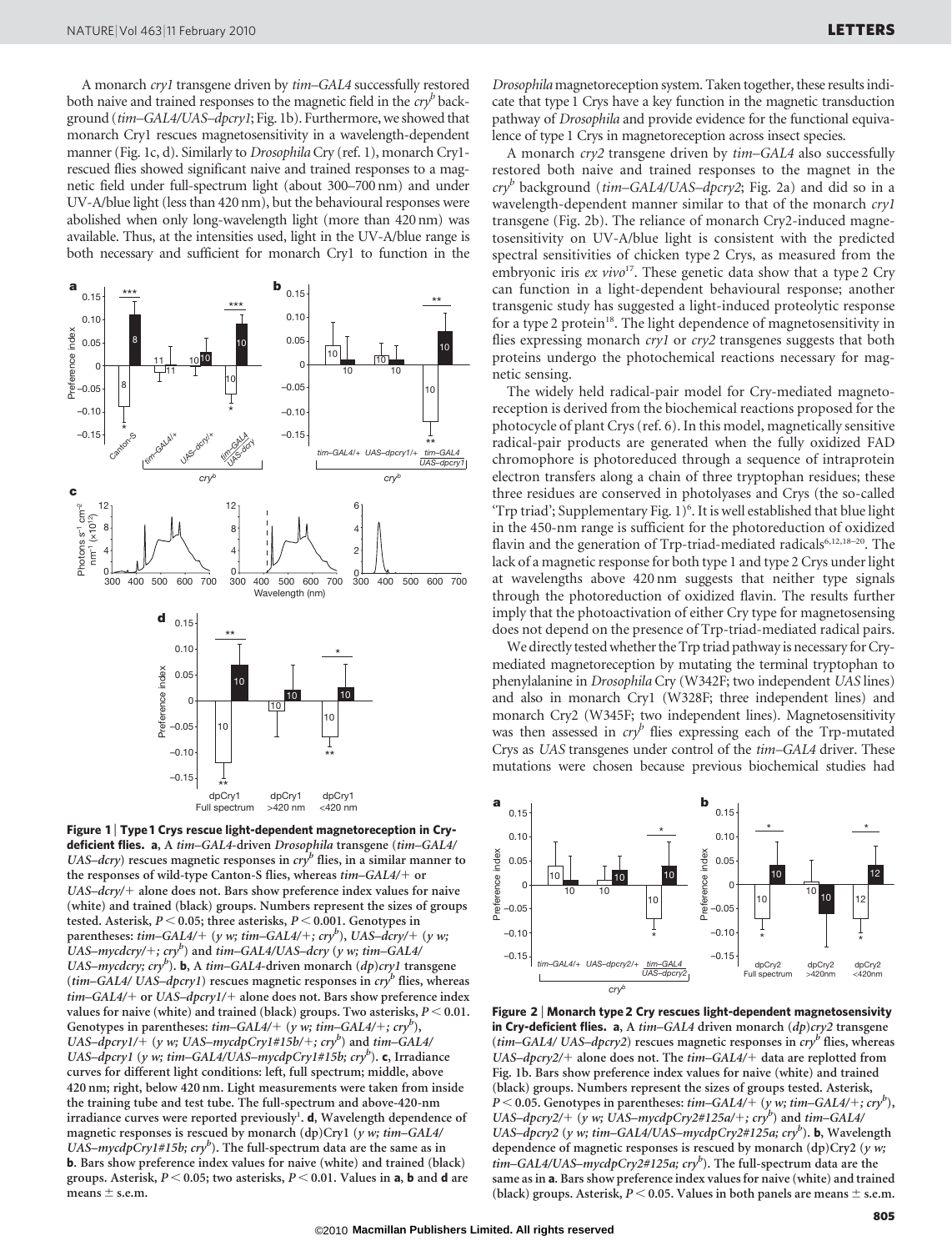A monarch *cry1* transgene driven by *tim–GAL4* successfully restored both naive and trained responses to the magnetic field in the $cry^b$ background (*tim–GAL4/UAS–dpcry1*; Fig. 1b). Furthermore, we showed that monarch Cry1 rescues magnetosensitivity in a wavelength-dependent manner (Fig. 1c, d). Similarly to *Drosophila* Cry (ref. 1), monarch Cry1-rescued flies showed significant naive and trained responses to a magnetic field under full-spectrum light (about 300–700 nm) and under UV-A/blue light (less than 420 nm), but the behavioural responses were abolished when only long-wavelength light (more than 420 nm) was available. Thus, at the intensities used, light in the UV-A/blue range is both necessary and sufficient for monarch Cry1 to function in the *Drosophila* magnetoreception system. Taken together, these results indicate that type 1 Crys have a key function in the magnetic transduction pathway of *Drosophila* and provide evidence for the functional equivalence of type 1 Crys in magnetoreception across insect species.

**Figure 1 | Type 1 Crys rescue light-dependent magnetoreception in Cry-deficient flies. a**, A *tim–GAL4*-driven *Drosophila* transgene (*tim–GAL4/UAS–dcry*) rescues magnetic responses in $cry^b$ flies, in a similar manner to the responses of wild-type Canton-S flies, whereas *tim–GAL4/+* or *UAS–dcry/+* alone does not. Bars show preference index values for naive (white) and trained (black) groups. Numbers represent the sizes of groups tested. Asterisk, $P < 0.05$; three asterisks, $P < 0.001$. Genotypes in parentheses: *tim–GAL4/+* (*y w; tim–GAL4/+; cry$^b$*), *UAS–dcry/+* (*y w; UAS–mycdcry/+; cry$^b$*) and *tim–GAL4/UAS–dcry* (*y w; tim–GAL4/UAS–mycdcry; cry$^b$*). **b**, A *tim–GAL4*-driven monarch (*dp*)*cry1* transgene (*tim–GAL4/ UAS–dpcry1*) rescues magnetic responses in $cry^b$ flies, whereas *tim–GAL4/+* or *UAS–dpcry1/+* alone does not. Bars show preference index values for naive (white) and trained (black) groups. Two asterisks, $P < 0.01$. Genotypes in parentheses: *tim–GAL4/+* (*y w; tim–GAL4/+; cry$^b$*), *UAS–dpcry1/+* (*y w; UAS–mycdpCry1#15b/+; cry$^b$*) and *tim–GAL4/UAS–dpcry1* (*y w; tim–GAL4/UAS–mycdpCry1#15b; cry$^b$*). **c**, Irradiance curves for different light conditions: left, full spectrum; middle, above 420 nm; right, below 420 nm. Light measurements were taken from inside the training tube and test tube. The full-spectrum and above-420-nm irradiance curves were reported previously[1]. **d**, Wavelength dependence of magnetic responses is rescued by monarch (dp)Cry1 (*y w; tim–GAL4/UAS–mycdpCry1#15b; cry$^b$*). The full-spectrum data are the same as in **b**. Bars show preference index values for naive (white) and trained (black) groups. Asterisk, $P < 0.05$; two asterisks, $P < 0.01$. Values in **a**, **b** and **d** are means ± s.e.m.

A monarch *cry2* transgene driven by *tim–GAL4* also successfully restored both naive and trained responses to the magnet in the $cry^b$ background (*tim–GAL4/UAS–dpcry2*; Fig. 2a) and did so in a wavelength-dependent manner similar to that of the monarch *cry1* transgene (Fig. 2b). The reliance of monarch Cry2-induced magnetosensitivity on UV-A/blue light is consistent with the predicted spectral sensitivities of chicken type 2 Crys, as measured from the embryonic iris *ex vivo*[17]. These genetic data show that a type 2 Cry can function in a light-dependent behavioural response; another transgenic study has suggested a light-induced proteolytic response for a type 2 protein[18]. The light dependence of magnetosensitivity in flies expressing monarch *cry1* or *cry2* transgenes suggests that both proteins undergo the photochemical reactions necessary for magnetic sensing.

The widely held radical-pair model for Cry-mediated magnetoreception is derived from the biochemical reactions proposed for the photocycle of plant Crys (ref. 6). In this model, magnetically sensitive radical-pair products are generated when the fully oxidized FAD chromophore is photoreduced through a sequence of intraprotein electron transfers along a chain of three tryptophan residues; these three residues are conserved in photolyases and Crys (the so-called 'Trp triad'; Supplementary Fig. 1)[6]. It is well established that blue light in the 450-nm range is sufficient for the photoreduction of oxidized flavin and the generation of Trp-triad-mediated radicals[6,12,18–20]. The lack of a magnetic response for both type 1 and type 2 Crys under light at wavelengths above 420 nm suggests that neither type signals through the photoreduction of oxidized flavin. The results further imply that the photoactivation of either Cry type for magnetosensing does not depend on the presence of Trp-triad-mediated radical pairs.

We directly tested whether the Trp triad pathway is necessary for Cry-mediated magnetoreception by mutating the terminal tryptophan to phenylalanine in *Drosophila* Cry (W342F; two independent *UAS* lines) and also in monarch Cry1 (W328F; three independent lines) and monarch Cry2 (W345F; two independent lines). Magnetosensitivity was then assessed in $cry^b$ flies expressing each of the Trp-mutated Crys as *UAS* transgenes under control of the *tim–GAL4* driver. These mutations were chosen because previous biochemical studies had

**Figure 2 | Monarch type 2 Cry rescues light-dependent magnetosensitivity in Cry-deficient flies. a**, A *tim–GAL4* driven monarch (*dp*)*cry2* transgene (*tim–GAL4/ UAS–dpcry2*) rescues magnetic responses in $cry^b$ flies, whereas *UAS–dpcry2/+* alone does not. The *tim–GAL4/+* data are replotted from Fig. 1b. Bars show preference index values for naive (white) and trained (black) groups. Numbers represent the sizes of groups tested. Asterisk, $P < 0.05$. Genotypes in parentheses: *tim–GAL4/+* (*y w; tim–GAL4/+; cry$^b$*), *UAS–dpcry2/+* (*y w; UAS–mycdpCry2#125a/+; cry$^b$*) and *tim–GAL4/UAS–dpcry2* (*y w; tim–GAL4/UAS–mycdpCry2#125a; cry$^b$*). **b**, Wavelength dependence of magnetic responses is rescued by monarch (dp)Cry2 (*y w; tim–GAL4/UAS–mycdpCry2#125a; cry$^b$*). The full-spectrum data are the same as in **a**. Bars show preference index values for naive (white) and trained (black) groups. Asterisk, $P < 0.05$. Values in both panels are means ± s.e.m.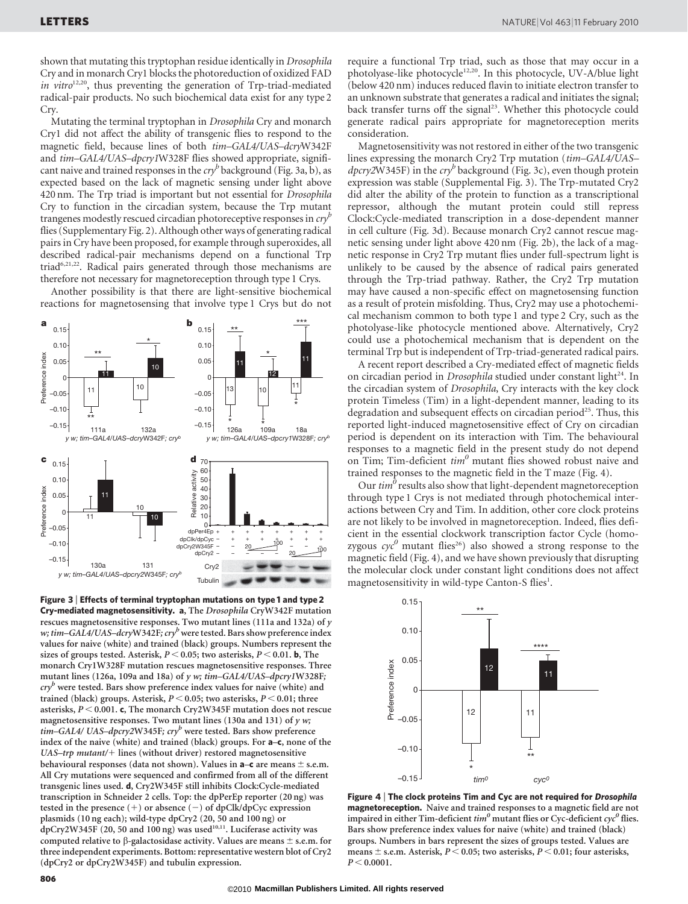shown that mutating this tryptophan residue identically in *Drosophila* Cry and in monarch Cry1 blocks the photoreduction of oxidized FAD *in vitro*[12,20], thus preventing the generation of Trp-triad-mediated radical-pair products. No such biochemical data exist for any type 2 Cry.

Mutating the terminal tryptophan in *Drosophila* Cry and monarch Cry1 did not affect the ability of transgenic flies to respond to the magnetic field, because lines of both *tim–GAL4/UAS–dcry*W342F and *tim–GAL4/UAS–dpcry1*W328F flies showed appropriate, significant naive and trained responses in the $cry^b$ background (Fig. 3a, b), as expected based on the lack of magnetic sensing under light above 420 nm. The Trp triad is important but not essential for *Drosophila* Cry to function in the circadian system, because the Trp mutant trangenes modestly rescued circadian photoreceptive responses in $cry^b$ flies (Supplementary Fig. 2). Although other ways of generating radical pairs in Cry have been proposed, for example through superoxides, all described radical-pair mechanisms depend on a functional Trp triad[6,21,22]. Radical pairs generated through those mechanisms are therefore not necessary for magnetoreception through type 1 Crys.

Another possibility is that there are light-sensitive biochemical reactions for magnetosensing that involve type 1 Crys but do not require a functional Trp triad, such as those that may occur in a photolyase-like photocycle[12,20]. In this photocycle, UV-A/blue light (below 420 nm) induces reduced flavin to initiate electron transfer to an unknown substrate that generates a radical and initiates the signal; back transfer turns off the signal[23]. Whether this photocycle could generate radical pairs appropriate for magnetoreception merits consideration.

Magnetosensitivity was not restored in either of the two transgenic lines expressing the monarch Cry2 Trp mutation (*tim–GAL4/UAS–dpcry2*W345F) in the $cry^b$ background (Fig. 3c), even though protein expression was stable (Supplemental Fig. 3). The Trp-mutated Cry2 did alter the ability of the protein to function as a transcriptional repressor, although the mutant protein could still repress Clock:Cycle-mediated transcription in a dose-dependent manner in cell culture (Fig. 3d). Because monarch Cry2 cannot rescue magnetic sensing under light above 420 nm (Fig. 2b), the lack of a magnetic response in Cry2 Trp mutant flies under full-spectrum light is unlikely to be caused by the absence of radical pairs generated through the Trp-triad pathway. Rather, the Cry2 Trp mutation may have caused a non-specific effect on magnetosensing function as a result of protein misfolding. Thus, Cry2 may use a photochemical mechanism common to both type 1 and type 2 Cry, such as the photolyase-like photocycle mentioned above. Alternatively, Cry2 could use a photochemical mechanism that is dependent on the terminal Trp but is independent of Trp-triad-generated radical pairs.

A recent report described a Cry-mediated effect of magnetic fields on circadian period in *Drosophila* studied under constant light[24]. In the circadian system of *Drosophila*, Cry interacts with the key clock protein Timeless (Tim) in a light-dependent manner, leading to its degradation and subsequent effects on circadian period[25]. Thus, this reported light-induced magnetosensitive effect of Cry on circadian period is dependent on its interaction with Tim. The behavioural responses to a magnetic field in the present study do not depend on Tim; Tim-deficient $tim^0$ mutant flies showed robust naive and trained responses to the magnetic field in the T maze (Fig. 4).

Our $tim^0$ results also show that light-dependent magnetoreception through type 1 Crys is not mediated through photochemical interactions between Cry and Tim. In addition, other core clock proteins are not likely to be involved in magnetoreception. Indeed, flies deficient in the essential clockwork transcription factor Cycle (homozygous $cyc^0$ mutant flies[26]) also showed a strong response to the magnetic field (Fig. 4), and we have shown previously that disrupting the molecular clock under constant light conditions does not affect magnetosensitivity in wild-type Canton-S flies[1].

**Figure 3 | Effects of terminal tryptophan mutations on type 1 and type 2 Cry-mediated magnetosensitivity. a**, The *Drosophila* CryW342F mutation rescues magnetosensitive responses. Two mutant lines (111a and 132a) of *y w; tim–GAL4/UAS–dcry*W342F; $cry^b$ were tested. Bars show preference index values for naive (white) and trained (black) groups. Numbers represent the sizes of groups tested. Asterisk, $P < 0.05$; two asterisks, $P < 0.01$. **b**, The monarch Cry1W328F mutation rescues magnetosensitive responses. Three mutant lines (126a, 109a and 18a) of *y w; tim–GAL4/UAS–dpcry1*W328F; $cry^b$ were tested. Bars show preference index values for naive (white) and trained (black) groups. Asterisk, $P < 0.05$; two asterisks, $P < 0.01$; three asterisks, $P < 0.001$. **c**, The monarch Cry2W345F mutation does not rescue magnetosensitive responses. Two mutant lines (130a and 131) of *y w; tim–GAL4/ UAS–dpcry2*W345F; $cry^b$ were tested. Bars show preference index of the naive (white) and trained (black) groups. For **a**–**c**, none of the *UAS–trp mutant/+* lines (without driver) restored magnetosensitive behavioural responses (data not shown). Values in **a**–**c** are means ± s.e.m. All Cry mutations were sequenced and confirmed from all of the different transgenic lines used. **d**, Cry2W345F still inhibits Clock:Cycle-mediated transcription in Schneider 2 cells. Top: the dpPerEp reporter (20 ng) was tested in the presence (+) or absence (−) of dpClk/dpCyc expression plasmids (10 ng each); wild-type dpCry2 (20, 50 and 100 ng) or dpCry2W345F (20, 50 and 100 ng) was used[10,11]. Luciferase activity was computed relative to β-galactosidase activity. Values are means ± s.e.m. for three independent experiments. Bottom: representative western blot of Cry2 (dpCry2 or dpCry2W345F) and tubulin expression.

**Figure 4 | The clock proteins Tim and Cyc are not required for *Drosophila* magnetoreception.** Naive and trained responses to a magnetic field are not impaired in either Tim-deficient $tim^0$ mutant flies or Cyc-deficient $cyc^0$ flies. Bars show preference index values for naive (white) and trained (black) groups. Numbers in bars represent the sizes of groups tested. Values are means ± s.e.m. Asterisk, $P < 0.05$; two asterisks, $P < 0.01$; four asterisks, $P < 0.0001$.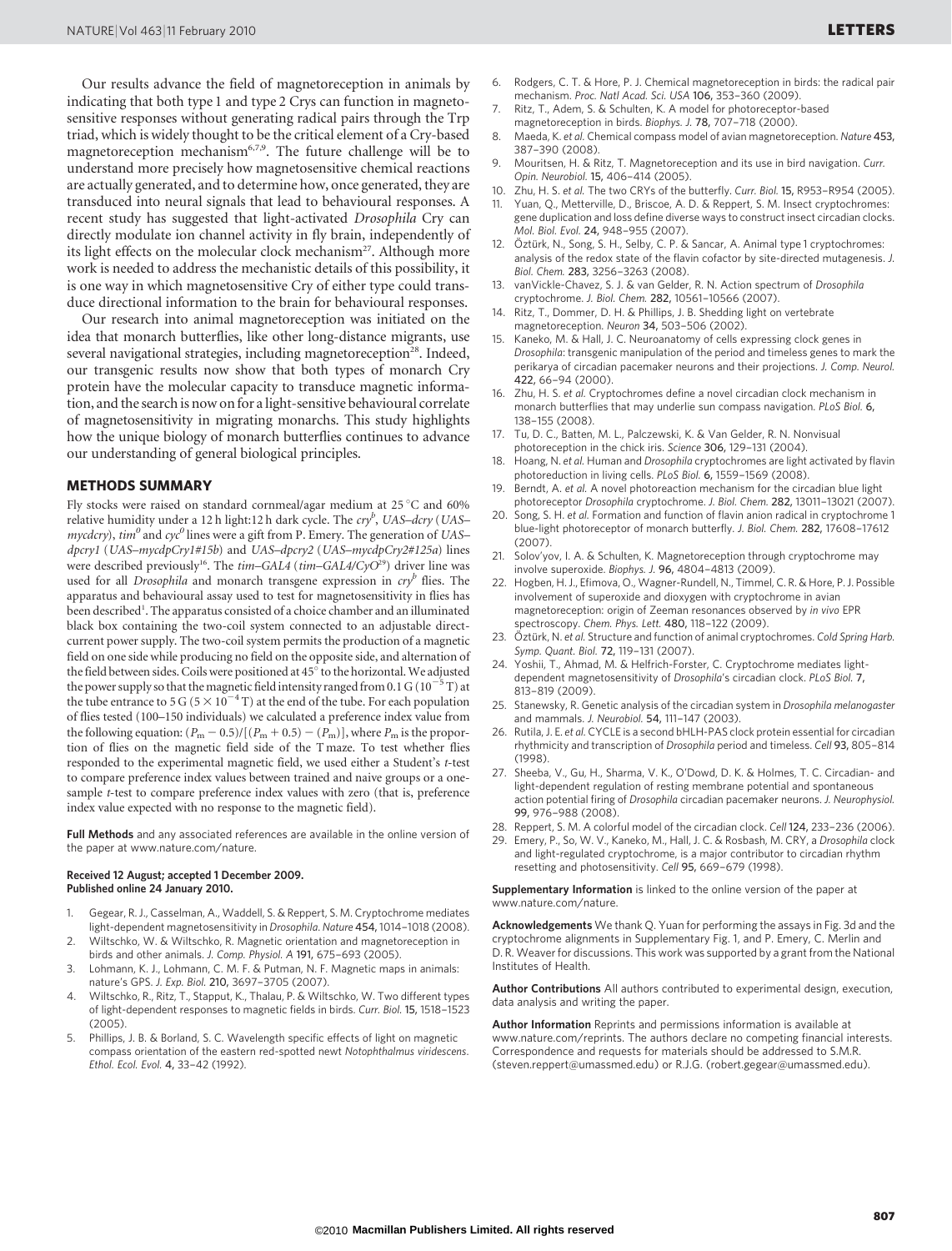Our results advance the field of magnetoreception in animals by indicating that both type 1 and type 2 Crys can function in magnetosensitive responses without generating radical pairs through the Trp triad, which is widely thought to be the critical element of a Cry-based magnetoreception mechanism[6,7,9]. The future challenge will be to understand more precisely how magnetosensitive chemical reactions are actually generated, and to determine how, once generated, they are transduced into neural signals that lead to behavioural responses. A recent study has suggested that light-activated *Drosophila* Cry can directly modulate ion channel activity in fly brain, independently of its light effects on the molecular clock mechanism[27]. Although more work is needed to address the mechanistic details of this possibility, it is one way in which magnetosensitive Cry of either type could transduce directional information to the brain for behavioural responses.

Our research into animal magnetoreception was initiated on the idea that monarch butterflies, like other long-distance migrants, use several navigational strategies, including magnetoreception[28]. Indeed, our transgenic results now show that both types of monarch Cry protein have the molecular capacity to transduce magnetic information, and the search is now on for a light-sensitive behavioural correlate of magnetosensitivity in migrating monarchs. This study highlights how the unique biology of monarch butterflies continues to advance our understanding of general biological principles.

## METHODS SUMMARY

Fly stocks were raised on standard cornmeal/agar medium at 25 °C and 60% relative humidity under a 12 h light:12 h dark cycle. The $cry^b$, *UAS–dcry* (*UAS–mycdcry*), $tim^0$ and $cyc^0$ lines were a gift from P. Emery. The generation of *UAS–dpcry1* (*UAS–mycdpCry1#15b*) and *UAS–dpcry2* (*UAS–mycdpCry2#125a*) lines were described previously[16]. The *tim–GAL4* (*tim–GAL4/CyO*[29]) driver line was used for all *Drosophila* and monarch transgene expression in $cry^b$ flies. The apparatus and behavioural assay used to test for magnetosensitivity in flies has been described[1]. The apparatus consisted of a choice chamber and an illuminated black box containing the two-coil system connected to an adjustable direct-current power supply. The two-coil system permits the production of a magnetic field on one side while producing no field on the opposite side, and alternation of the field between sides. Coils were positioned at 45° to the horizontal. We adjusted the power supply so that the magnetic field intensity ranged from 0.1 G ($10^{-5}$ T) at the tube entrance to 5 G ($5 \times 10^{-4}$ T) at the end of the tube. For each population of flies tested (100–150 individuals) we calculated a preference index value from the following equation: $(P_m - 0.5)/[(P_m + 0.5) - (P_m)]$, where $P_m$ is the proportion of flies on the magnetic field side of the T maze. To test whether flies responded to the experimental magnetic field, we used either a Student's *t*-test to compare preference index values between trained and naive groups or a one-sample *t*-test to compare preference index values with zero (that is, preference index value expected with no response to the magnetic field).

**Full Methods** and any associated references are available in the online version of the paper at www.nature.com/nature.

**Received 12 August; accepted 1 December 2009.**
**Published online 24 January 2010.**

1. Gegear, R. J., Casselman, A., Waddell, S. & Reppert, S. M. Cryptochrome mediates light-dependent magnetosensitivity in *Drosophila*. *Nature* **454,** 1014–1018 (2008).
2. Wiltschko, W. & Wiltschko, R. Magnetic orientation and magnetoreception in birds and other animals. *J. Comp. Physiol. A* **191,** 675–693 (2005).
3. Lohmann, K. J., Lohmann, C. M. F. & Putman, N. F. Magnetic maps in animals: nature's GPS. *J. Exp. Biol.* **210,** 3697–3705 (2007).
4. Wiltschko, R., Ritz, T., Stapput, K., Thalau, P. & Wiltschko, W. Two different types of light-dependent responses to magnetic fields in birds. *Curr. Biol.* **15,** 1518–1523 (2005).
5. Phillips, J. B. & Borland, S. C. Wavelength specific effects of light on magnetic compass orientation of the eastern red-spotted newt *Notophthalmus viridescens*. *Ethol. Ecol. Evol.* **4,** 33–42 (1992).
6. Rodgers, C. T. & Hore, P. J. Chemical magnetoreception in birds: the radical pair mechanism. *Proc. Natl Acad. Sci. USA* **106,** 353–360 (2009).
7. Ritz, T., Adem, S. & Schulten, K. A model for photoreceptor-based magnetoreception in birds. *Biophys. J.* **78,** 707–718 (2000).
8. Maeda, K. *et al.* Chemical compass model of avian magnetoreception. *Nature* **453,** 387–390 (2008).
9. Mouritsen, H. & Ritz, T. Magnetoreception and its use in bird navigation. *Curr. Opin. Neurobiol.* **15,** 406–414 (2005).
10. Zhu, H. S. *et al.* The two CRYs of the butterfly. *Curr. Biol.* **15,** R953–R954 (2005).
11. Yuan, Q., Metterville, D., Briscoe, A. D. & Reppert, S. M. Insect cryptochromes: gene duplication and loss define diverse ways to construct insect circadian clocks. *Mol. Biol. Evol.* **24,** 948–955 (2007).
12. Öztürk, N., Song, S. H., Selby, C. P. & Sancar, A. Animal type 1 cryptochromes: analysis of the redox state of the flavin cofactor by site-directed mutagenesis. *J. Biol. Chem.* **283,** 3256–3263 (2008).
13. vanVickle-Chavez, S. J. & van Gelder, R. N. Action spectrum of *Drosophila* cryptochrome. *J. Biol. Chem.* **282,** 10561–10566 (2007).
14. Ritz, T., Dommer, D. H. & Phillips, J. B. Shedding light on vertebrate magnetoreception. *Neuron* **34,** 503–506 (2002).
15. Kaneko, M. & Hall, J. C. Neuroanatomy of cells expressing clock genes in *Drosophila*: transgenic manipulation of the period and timeless genes to mark the perikarya of circadian pacemaker neurons and their projections. *J. Comp. Neurol.* **422,** 66–94 (2000).
16. Zhu, H. S. *et al.* Cryptochromes define a novel circadian clock mechanism in monarch butterflies that may underlie sun compass navigation. *PLoS Biol.* **6,** 138–155 (2008).
17. Tu, D. C., Batten, M. L., Palczewski, K. & Van Gelder, R. N. Nonvisual photoreception in the chick iris. *Science* **306,** 129–131 (2004).
18. Hoang, N. *et al.* Human and *Drosophila* cryptochromes are light activated by flavin photoreduction in living cells. *PLoS Biol.* **6,** 1559–1569 (2008).
19. Berndt, A. *et al.* A novel photoreaction mechanism for the circadian blue light photoreceptor *Drosophila* cryptochrome. *J. Biol. Chem.* **282,** 13011–13021 (2007).
20. Song, S. H. *et al.* Formation and function of flavin anion radical in cryptochrome 1 blue-light photoreceptor of monarch butterfly. *J. Biol. Chem.* **282,** 17608–17612 (2007).
21. Solov'yov, I. A. & Schulten, K. Magnetoreception through cryptochrome may involve superoxide. *Biophys. J.* **96,** 4804–4813 (2009).
22. Hogben, H. J., Efimova, O., Wagner-Rundell, N., Timmel, C. R. & Hore, P. J. Possible involvement of superoxide and dioxygen with cryptochrome in avian magnetoreception: origin of Zeeman resonances observed by *in vivo* EPR spectroscopy. *Chem. Phys. Lett.* **480,** 118–122 (2009).
23. Öztürk, N. *et al.* Structure and function of animal cryptochromes. *Cold Spring Harb. Symp. Quant. Biol.* **72,** 119–131 (2007).
24. Yoshii, T., Ahmad, M. & Helfrich-Forster, C. Cryptochrome mediates light-dependent magnetosensitivity of *Drosophila*'s circadian clock. *PLoS Biol.* **7,** 813–819 (2009).
25. Stanewsky, R. Genetic analysis of the circadian system in *Drosophila melanogaster* and mammals. *J. Neurobiol.* **54,** 111–147 (2003).
26. Rutila, J. E. *et al.* CYCLE is a second bHLH-PAS clock protein essential for circadian rhythmicity and transcription of *Drosophila* period and timeless. *Cell* **93,** 805–814 (1998).
27. Sheeba, V., Gu, H., Sharma, V. K., O'Dowd, D. K. & Holmes, T. C. Circadian- and light-dependent regulation of resting membrane potential and spontaneous action potential firing of *Drosophila* circadian pacemaker neurons. *J. Neurophysiol.* **99,** 976–988 (2008).
28. Reppert, S. M. A colorful model of the circadian clock. *Cell* **124,** 233–236 (2006).
29. Emery, P., So, W. V., Kaneko, M., Hall, J. C. & Rosbash, M. CRY, a *Drosophila* clock and light-regulated cryptochrome, is a major contributor to circadian rhythm resetting and photosensitivity. *Cell* **95,** 669–679 (1998).

**Supplementary Information** is linked to the online version of the paper at www.nature.com/nature.

**Acknowledgements** We thank Q. Yuan for performing the assays in Fig. 3d and the cryptochrome alignments in Supplementary Fig. 1, and P. Emery, C. Merlin and D. R. Weaver for discussions. This work was supported by a grant from the National Institutes of Health.

**Author Contributions** All authors contributed to experimental design, execution, data analysis and writing the paper.

**Author Information** Reprints and permissions information is available at www.nature.com/reprints. The authors declare no competing financial interests. Correspondence and requests for materials should be addressed to S.M.R. (steven.reppert@umassmed.edu) or R.J.G. (robert.gegear@umassmed.edu).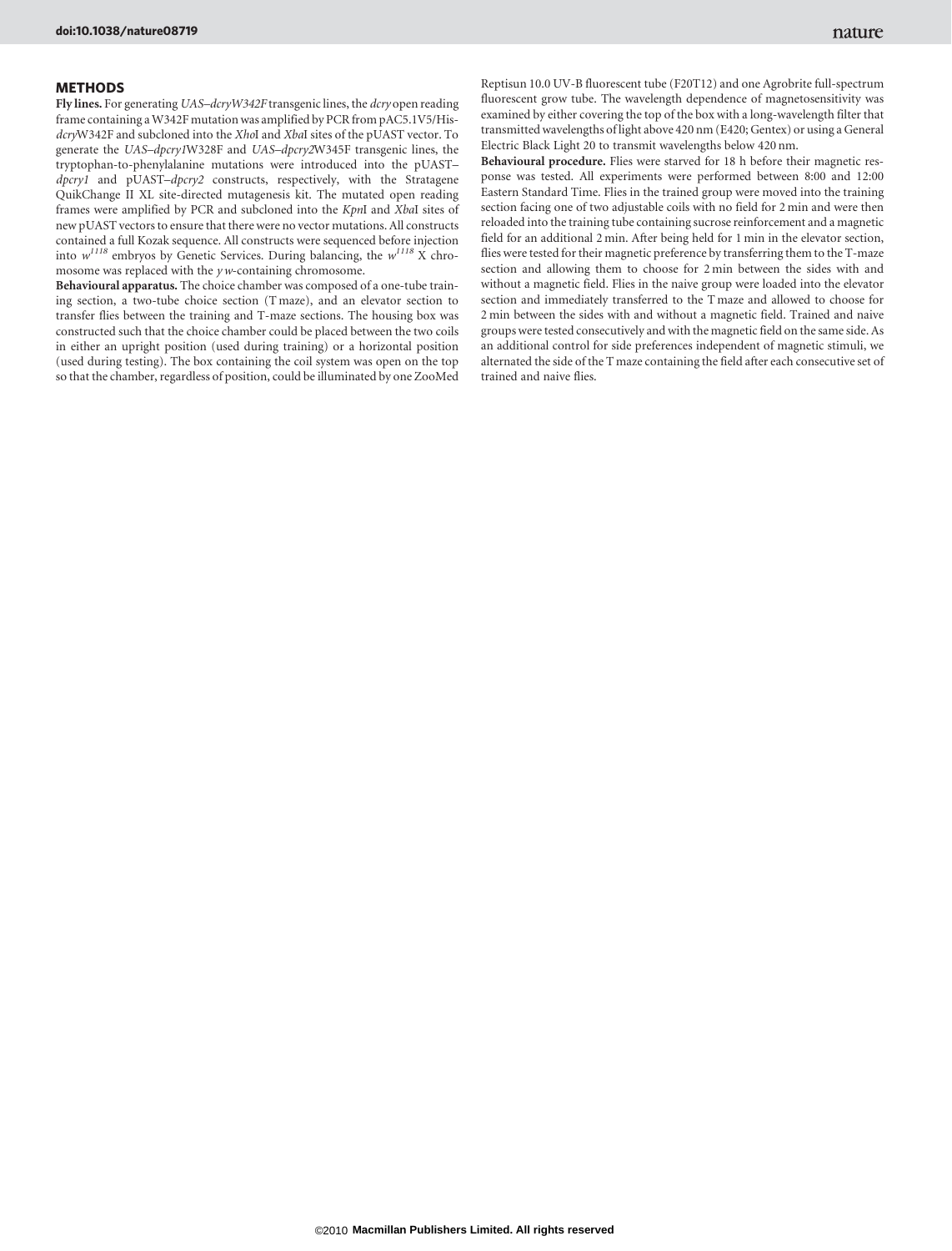## METHODS

**Fly lines.** For generating *UAS–dcryW342F* transgenic lines, the *dcry* open reading frame containing a W342F mutation was amplified by PCR from pAC5.1V5/His-*dcry*W342F and subcloned into the *Xho*I and *Xba*I sites of the pUAST vector. To generate the *UAS–dpcry1*W328F and *UAS–dpcry2*W345F transgenic lines, the tryptophan-to-phenylalanine mutations were introduced into the pUAST–*dpcry1* and pUAST–*dpcry2* constructs, respectively, with the Stratagene QuikChange II XL site-directed mutagenesis kit. The mutated open reading frames were amplified by PCR and subcloned into the *Kpn*I and *Xba*I sites of new pUAST vectors to ensure that there were no vector mutations. All constructs contained a full Kozak sequence. All constructs were sequenced before injection into $w^{1118}$ embryos by Genetic Services. During balancing, the $w^{1118}$ X chromosome was replaced with the *y w*-containing chromosome.

**Behavioural apparatus.** The choice chamber was composed of a one-tube training section, a two-tube choice section (T maze), and an elevator section to transfer flies between the training and T-maze sections. The housing box was constructed such that the choice chamber could be placed between the two coils in either an upright position (used during training) or a horizontal position (used during testing). The box containing the coil system was open on the top so that the chamber, regardless of position, could be illuminated by one ZooMed Reptisun 10.0 UV-B fluorescent tube (F20T12) and one Agrobrite full-spectrum fluorescent grow tube. The wavelength dependence of magnetosensitivity was examined by either covering the top of the box with a long-wavelength filter that transmitted wavelengths of light above 420 nm (E420; Gentex) or using a General Electric Black Light 20 to transmit wavelengths below 420 nm.

**Behavioural procedure.** Flies were starved for 18 h before their magnetic response was tested. All experiments were performed between 8:00 and 12:00 Eastern Standard Time. Flies in the trained group were moved into the training section facing one of two adjustable coils with no field for 2 min and were then reloaded into the training tube containing sucrose reinforcement and a magnetic field for an additional 2 min. After being held for 1 min in the elevator section, flies were tested for their magnetic preference by transferring them to the T-maze section and allowing them to choose for 2 min between the sides with and without a magnetic field. Flies in the naive group were loaded into the elevator section and immediately transferred to the T maze and allowed to choose for 2 min between the sides with and without a magnetic field. Trained and naive groups were tested consecutively and with the magnetic field on the same side. As an additional control for side preferences independent of magnetic stimuli, we alternated the side of the T maze containing the field after each consecutive set of trained and naive flies.